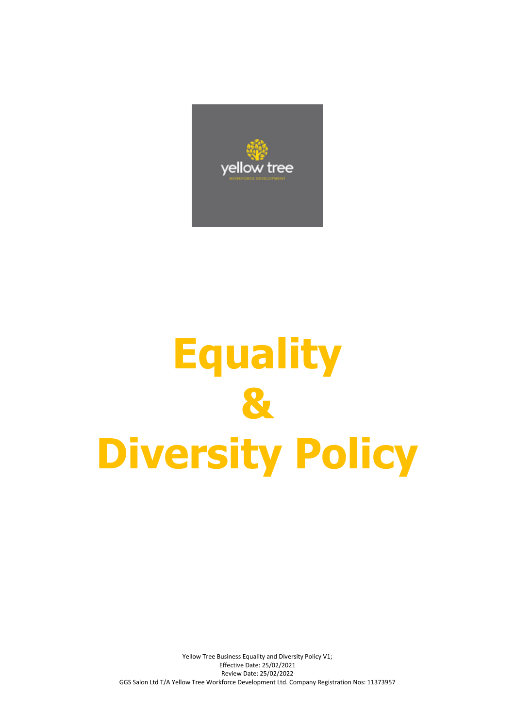# Equality & Diversity Policy

Yellow Tree Business Equality and Diversity Policy V1;
Effective Date: 25/02/2021
Review Date: 25/02/2022
GGS Salon Ltd T/A Yellow Tree Workforce Development Ltd. Company Registration Nos: 11373957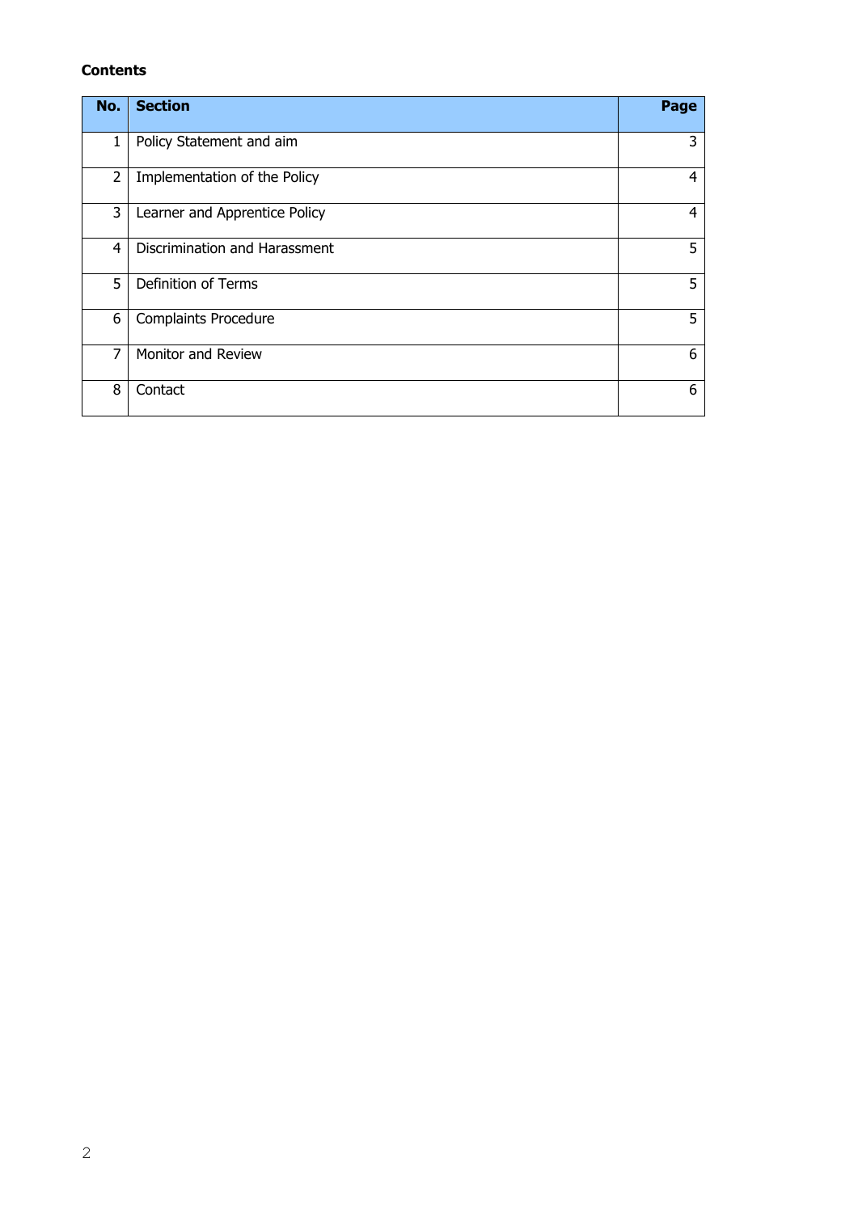**Contents**

| No. | Section | Page |
|---:|---|---:|
| 1 | Policy Statement and aim | 3 |
| 2 | Implementation of the Policy | 4 |
| 3 | Learner and Apprentice Policy | 4 |
| 4 | Discrimination and Harassment | 5 |
| 5 | Definition of Terms | 5 |
| 6 | Complaints Procedure | 5 |
| 7 | Monitor and Review | 6 |
| 8 | Contact | 6 |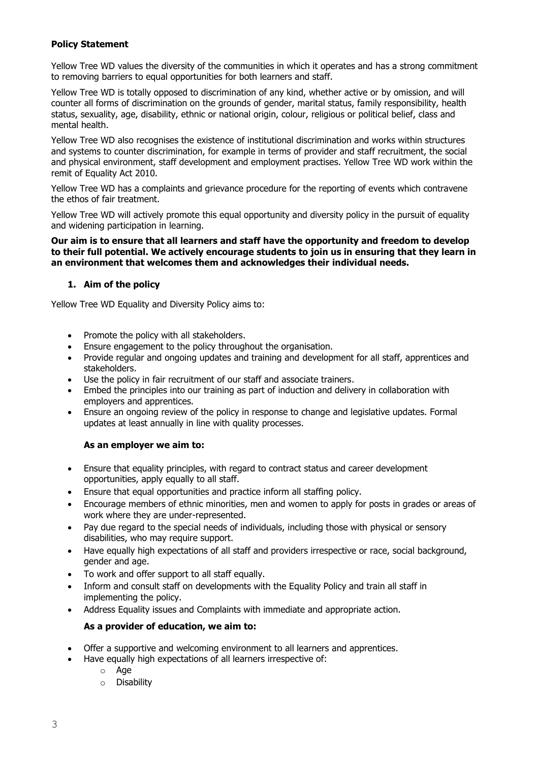**Policy Statement**

Yellow Tree WD values the diversity of the communities in which it operates and has a strong commitment to removing barriers to equal opportunities for both learners and staff.

Yellow Tree WD is totally opposed to discrimination of any kind, whether active or by omission, and will counter all forms of discrimination on the grounds of gender, marital status, family responsibility, health status, sexuality, age, disability, ethnic or national origin, colour, religious or political belief, class and mental health.

Yellow Tree WD also recognises the existence of institutional discrimination and works within structures and systems to counter discrimination, for example in terms of provider and staff recruitment, the social and physical environment, staff development and employment practises. Yellow Tree WD work within the remit of Equality Act 2010.

Yellow Tree WD has a complaints and grievance procedure for the reporting of events which contravene the ethos of fair treatment.

Yellow Tree WD will actively promote this equal opportunity and diversity policy in the pursuit of equality and widening participation in learning.

**Our aim is to ensure that all learners and staff have the opportunity and freedom to develop to their full potential. We actively encourage students to join us in ensuring that they learn in an environment that welcomes them and acknowledges their individual needs.**

## 1. Aim of the policy

Yellow Tree WD Equality and Diversity Policy aims to:

- Promote the policy with all stakeholders.
- Ensure engagement to the policy throughout the organisation.
- Provide regular and ongoing updates and training and development for all staff, apprentices and stakeholders.
- Use the policy in fair recruitment of our staff and associate trainers.
- Embed the principles into our training as part of induction and delivery in collaboration with employers and apprentices.
- Ensure an ongoing review of the policy in response to change and legislative updates. Formal updates at least annually in line with quality processes.

### As an employer we aim to:

- Ensure that equality principles, with regard to contract status and career development opportunities, apply equally to all staff.
- Ensure that equal opportunities and practice inform all staffing policy.
- Encourage members of ethnic minorities, men and women to apply for posts in grades or areas of work where they are under-represented.
- Pay due regard to the special needs of individuals, including those with physical or sensory disabilities, who may require support.
- Have equally high expectations of all staff and providers irrespective or race, social background, gender and age.
- To work and offer support to all staff equally.
- Inform and consult staff on developments with the Equality Policy and train all staff in implementing the policy.
- Address Equality issues and Complaints with immediate and appropriate action.

### As a provider of education, we aim to:

- Offer a supportive and welcoming environment to all learners and apprentices.
- Have equally high expectations of all learners irrespective of:
  - Age
  - Disability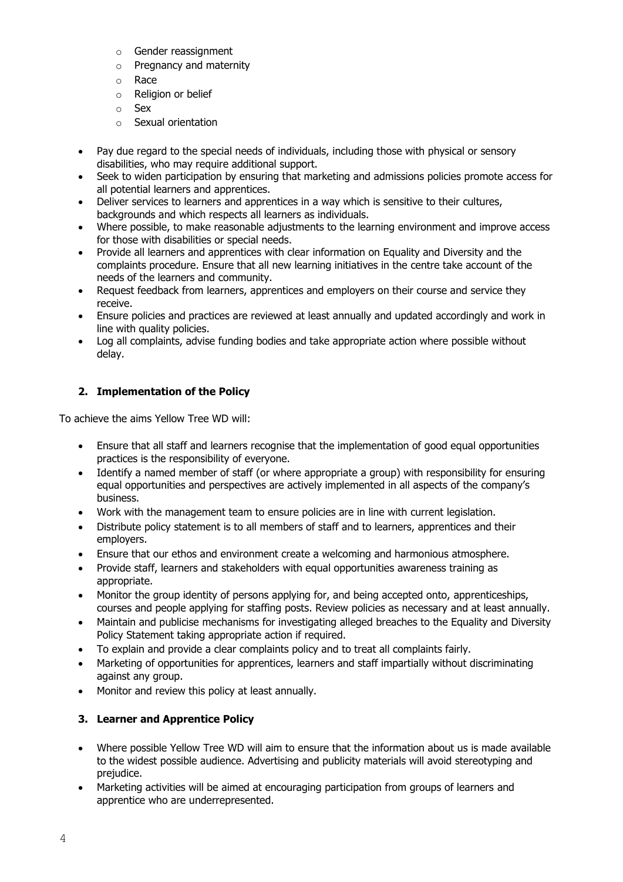- Gender reassignment
  - Pregnancy and maternity
  - Race
  - Religion or belief
  - Sex
  - Sexual orientation

- Pay due regard to the special needs of individuals, including those with physical or sensory disabilities, who may require additional support.
- Seek to widen participation by ensuring that marketing and admissions policies promote access for all potential learners and apprentices.
- Deliver services to learners and apprentices in a way which is sensitive to their cultures, backgrounds and which respects all learners as individuals.
- Where possible, to make reasonable adjustments to the learning environment and improve access for those with disabilities or special needs.
- Provide all learners and apprentices with clear information on Equality and Diversity and the complaints procedure. Ensure that all new learning initiatives in the centre take account of the needs of the learners and community.
- Request feedback from learners, apprentices and employers on their course and service they receive.
- Ensure policies and practices are reviewed at least annually and updated accordingly and work in line with quality policies.
- Log all complaints, advise funding bodies and take appropriate action where possible without delay.

## 2. Implementation of the Policy

To achieve the aims Yellow Tree WD will:

- Ensure that all staff and learners recognise that the implementation of good equal opportunities practices is the responsibility of everyone.
- Identify a named member of staff (or where appropriate a group) with responsibility for ensuring equal opportunities and perspectives are actively implemented in all aspects of the company's business.
- Work with the management team to ensure policies are in line with current legislation.
- Distribute policy statement is to all members of staff and to learners, apprentices and their employers.
- Ensure that our ethos and environment create a welcoming and harmonious atmosphere.
- Provide staff, learners and stakeholders with equal opportunities awareness training as appropriate.
- Monitor the group identity of persons applying for, and being accepted onto, apprenticeships, courses and people applying for staffing posts. Review policies as necessary and at least annually.
- Maintain and publicise mechanisms for investigating alleged breaches to the Equality and Diversity Policy Statement taking appropriate action if required.
- To explain and provide a clear complaints policy and to treat all complaints fairly.
- Marketing of opportunities for apprentices, learners and staff impartially without discriminating against any group.
- Monitor and review this policy at least annually.

## 3. Learner and Apprentice Policy

- Where possible Yellow Tree WD will aim to ensure that the information about us is made available to the widest possible audience. Advertising and publicity materials will avoid stereotyping and prejudice.
- Marketing activities will be aimed at encouraging participation from groups of learners and apprentice who are underrepresented.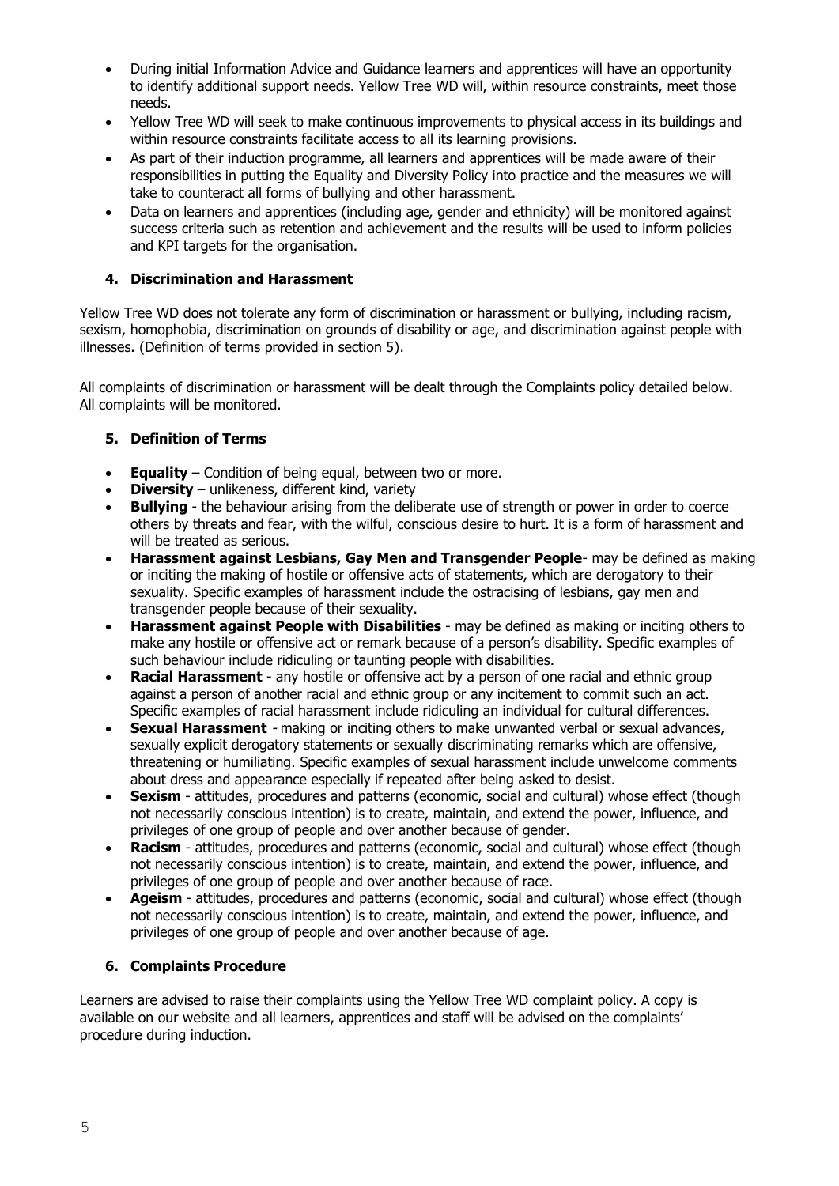- During initial Information Advice and Guidance learners and apprentices will have an opportunity to identify additional support needs. Yellow Tree WD will, within resource constraints, meet those needs.
- Yellow Tree WD will seek to make continuous improvements to physical access in its buildings and within resource constraints facilitate access to all its learning provisions.
- As part of their induction programme, all learners and apprentices will be made aware of their responsibilities in putting the Equality and Diversity Policy into practice and the measures we will take to counteract all forms of bullying and other harassment.
- Data on learners and apprentices (including age, gender and ethnicity) will be monitored against success criteria such as retention and achievement and the results will be used to inform policies and KPI targets for the organisation.

## 4. Discrimination and Harassment

Yellow Tree WD does not tolerate any form of discrimination or harassment or bullying, including racism, sexism, homophobia, discrimination on grounds of disability or age, and discrimination against people with illnesses. (Definition of terms provided in section 5).

All complaints of discrimination or harassment will be dealt through the Complaints policy detailed below. All complaints will be monitored.

## 5. Definition of Terms

- **Equality** – Condition of being equal, between two or more.
- **Diversity** – unlikeness, different kind, variety
- **Bullying** - the behaviour arising from the deliberate use of strength or power in order to coerce others by threats and fear, with the wilful, conscious desire to hurt. It is a form of harassment and will be treated as serious.
- **Harassment against Lesbians, Gay Men and Transgender People**- may be defined as making or inciting the making of hostile or offensive acts of statements, which are derogatory to their sexuality. Specific examples of harassment include the ostracising of lesbians, gay men and transgender people because of their sexuality.
- **Harassment against People with Disabilities** - may be defined as making or inciting others to make any hostile or offensive act or remark because of a person's disability. Specific examples of such behaviour include ridiculing or taunting people with disabilities.
- **Racial Harassment** - any hostile or offensive act by a person of one racial and ethnic group against a person of another racial and ethnic group or any incitement to commit such an act. Specific examples of racial harassment include ridiculing an individual for cultural differences.
- **Sexual Harassment** - making or inciting others to make unwanted verbal or sexual advances, sexually explicit derogatory statements or sexually discriminating remarks which are offensive, threatening or humiliating. Specific examples of sexual harassment include unwelcome comments about dress and appearance especially if repeated after being asked to desist.
- **Sexism** - attitudes, procedures and patterns (economic, social and cultural) whose effect (though not necessarily conscious intention) is to create, maintain, and extend the power, influence, and privileges of one group of people and over another because of gender.
- **Racism** - attitudes, procedures and patterns (economic, social and cultural) whose effect (though not necessarily conscious intention) is to create, maintain, and extend the power, influence, and privileges of one group of people and over another because of race.
- **Ageism** - attitudes, procedures and patterns (economic, social and cultural) whose effect (though not necessarily conscious intention) is to create, maintain, and extend the power, influence, and privileges of one group of people and over another because of age.

## 6. Complaints Procedure

Learners are advised to raise their complaints using the Yellow Tree WD complaint policy. A copy is available on our website and all learners, apprentices and staff will be advised on the complaints' procedure during induction.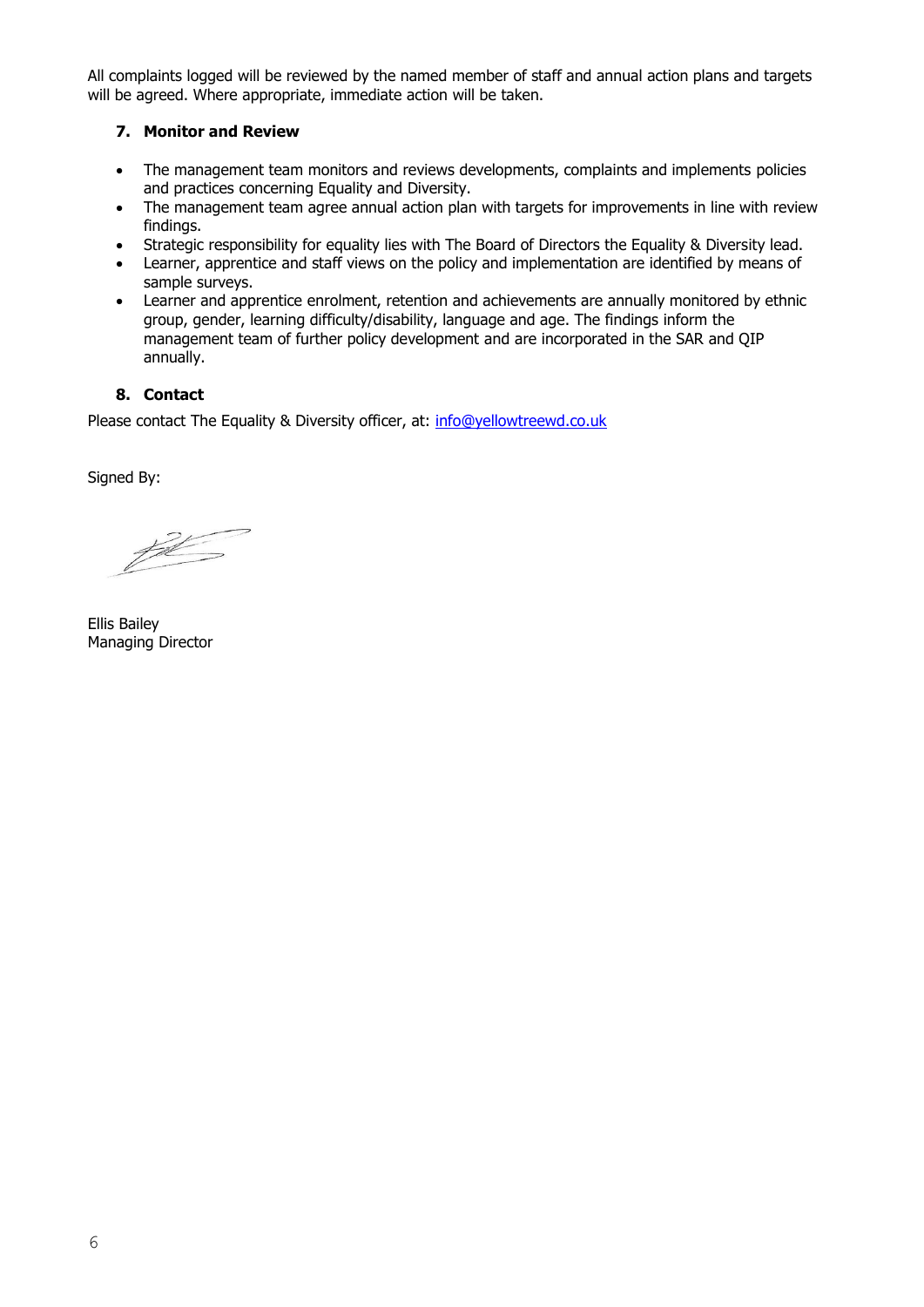All complaints logged will be reviewed by the named member of staff and annual action plans and targets will be agreed. Where appropriate, immediate action will be taken.

## 7. Monitor and Review

- The management team monitors and reviews developments, complaints and implements policies and practices concerning Equality and Diversity.
- The management team agree annual action plan with targets for improvements in line with review findings.
- Strategic responsibility for equality lies with The Board of Directors the Equality & Diversity lead.
- Learner, apprentice and staff views on the policy and implementation are identified by means of sample surveys.
- Learner and apprentice enrolment, retention and achievements are annually monitored by ethnic group, gender, learning difficulty/disability, language and age. The findings inform the management team of further policy development and are incorporated in the SAR and QIP annually.

## 8. Contact

Please contact The Equality & Diversity officer, at: info@yellowtreewd.co.uk

Signed By:

Ellis Bailey
Managing Director